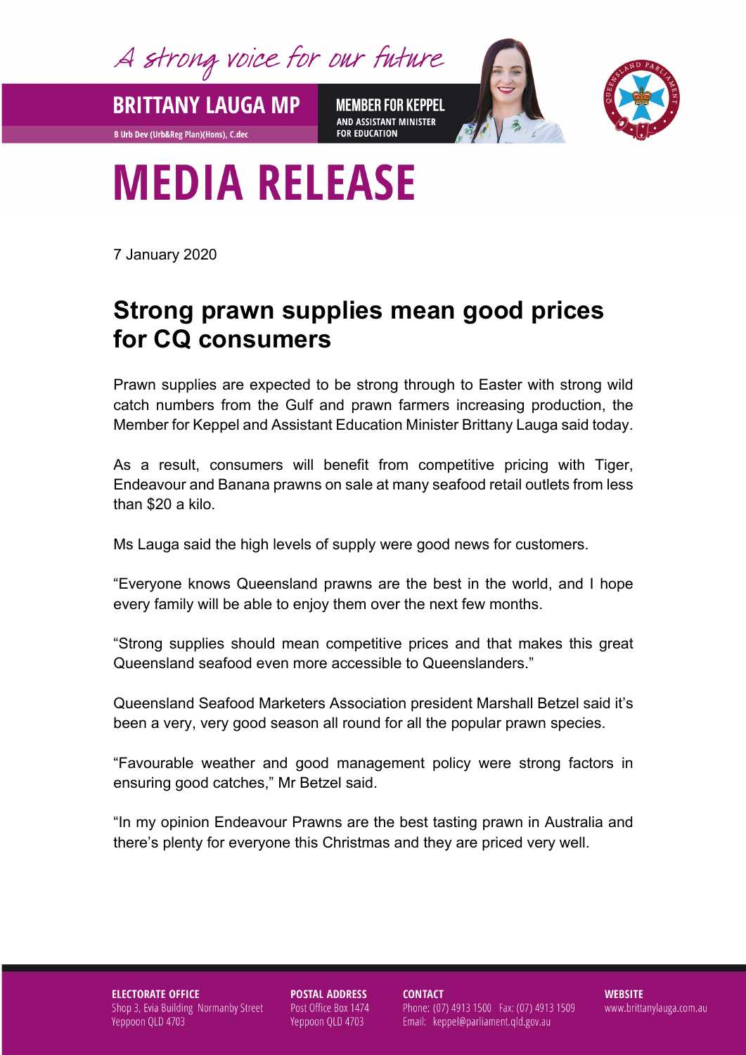A strong voice for our future

**BRITTANY LAUGA MP**

B Urb Dev (Urb&Reg Plan)(Hons), C.dec

**MEMBER FOR KEPPEL**
AND ASSISTANT MINISTER FOR EDUCATION

# MEDIA RELEASE

7 January 2020

## Strong prawn supplies mean good prices for CQ consumers

Prawn supplies are expected to be strong through to Easter with strong wild catch numbers from the Gulf and prawn farmers increasing production, the Member for Keppel and Assistant Education Minister Brittany Lauga said today.

As a result, consumers will benefit from competitive pricing with Tiger, Endeavour and Banana prawns on sale at many seafood retail outlets from less than $20 a kilo.

Ms Lauga said the high levels of supply were good news for customers.

"Everyone knows Queensland prawns are the best in the world, and I hope every family will be able to enjoy them over the next few months.

"Strong supplies should mean competitive prices and that makes this great Queensland seafood even more accessible to Queenslanders."

Queensland Seafood Marketers Association president Marshall Betzel said it's been a very, very good season all round for all the popular prawn species.

"Favourable weather and good management policy were strong factors in ensuring good catches," Mr Betzel said.

"In my opinion Endeavour Prawns are the best tasting prawn in Australia and there's plenty for everyone this Christmas and they are priced very well.

**ELECTORATE OFFICE**
Shop 3, Evia Building Normanby Street
Yeppoon QLD 4703

**POSTAL ADDRESS**
Post Office Box 1474
Yeppoon QLD 4703

**CONTACT**
Phone: (07) 4913 1500 Fax: (07) 4913 1509
Email: keppel@parliament.qld.gov.au

**WEBSITE**
www.brittanylauga.com.au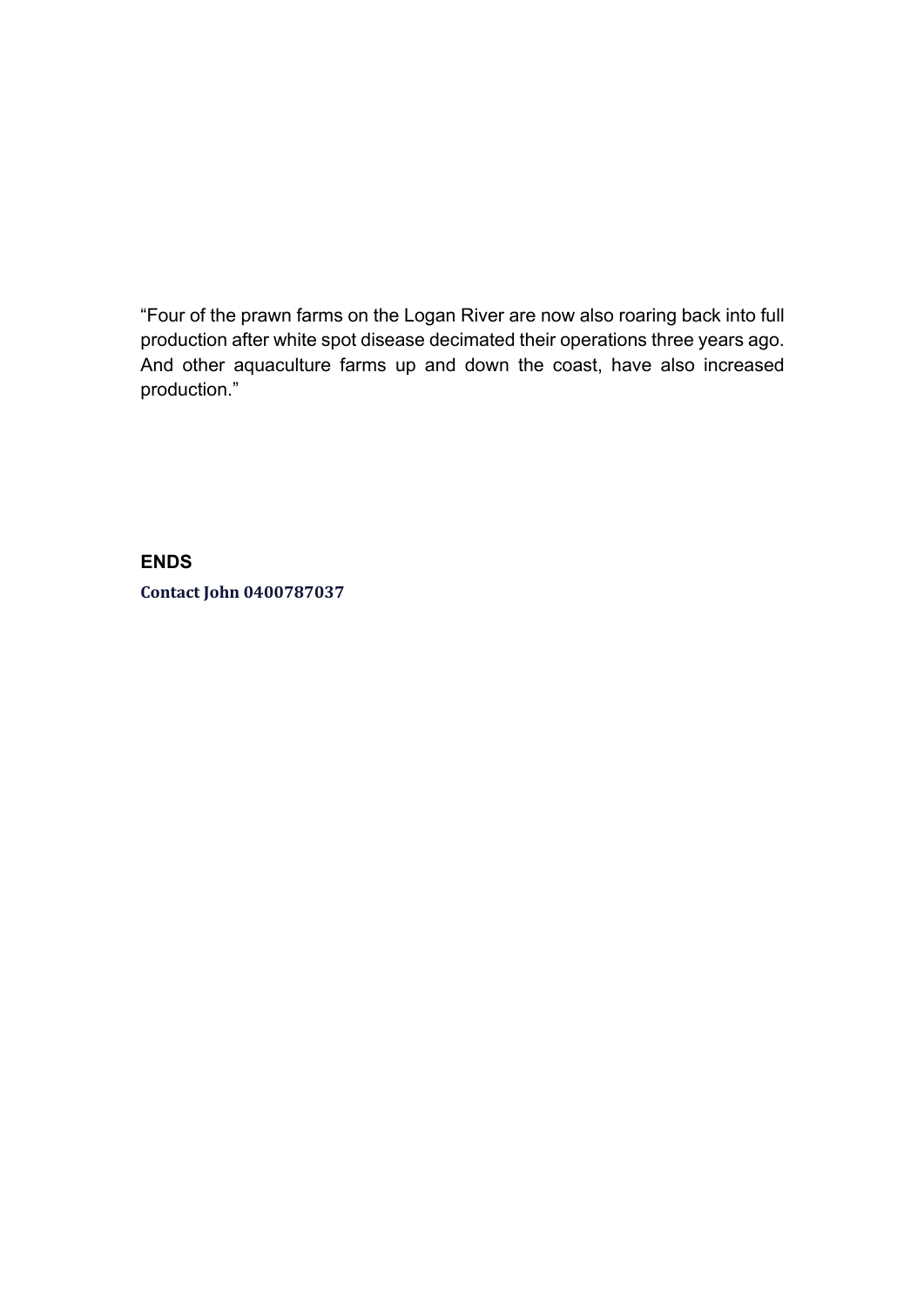"Four of the prawn farms on the Logan River are now also roaring back into full production after white spot disease decimated their operations three years ago. And other aquaculture farms up and down the coast, have also increased production."

**ENDS**

**Contact John 0400787037**